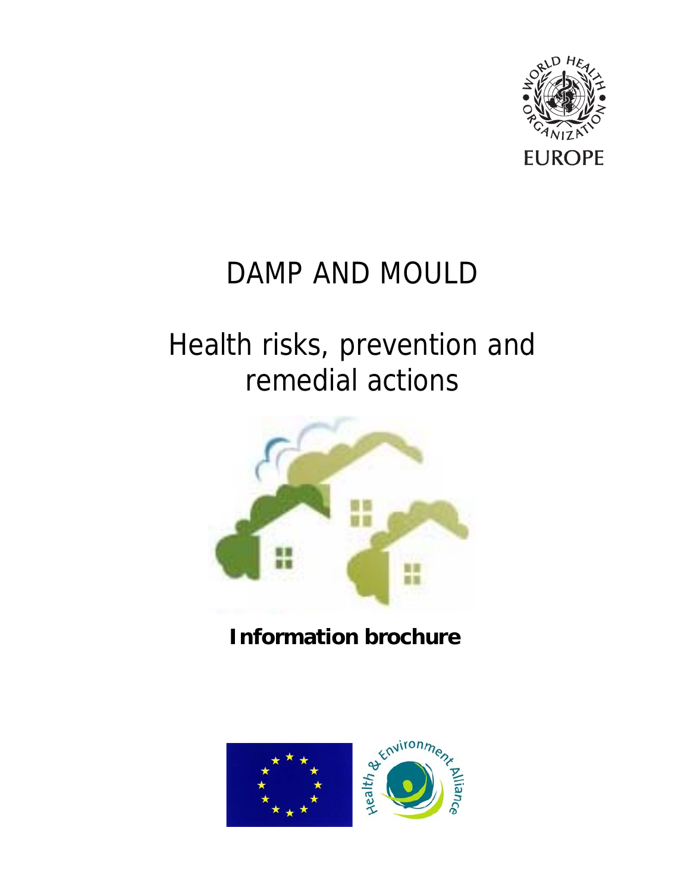WORLD HEALTH ORGANIZATION
EUROPE

# DAMP AND MOULD

## Health risks, prevention and remedial actions

**Information brochure**

Health & Environment Alliance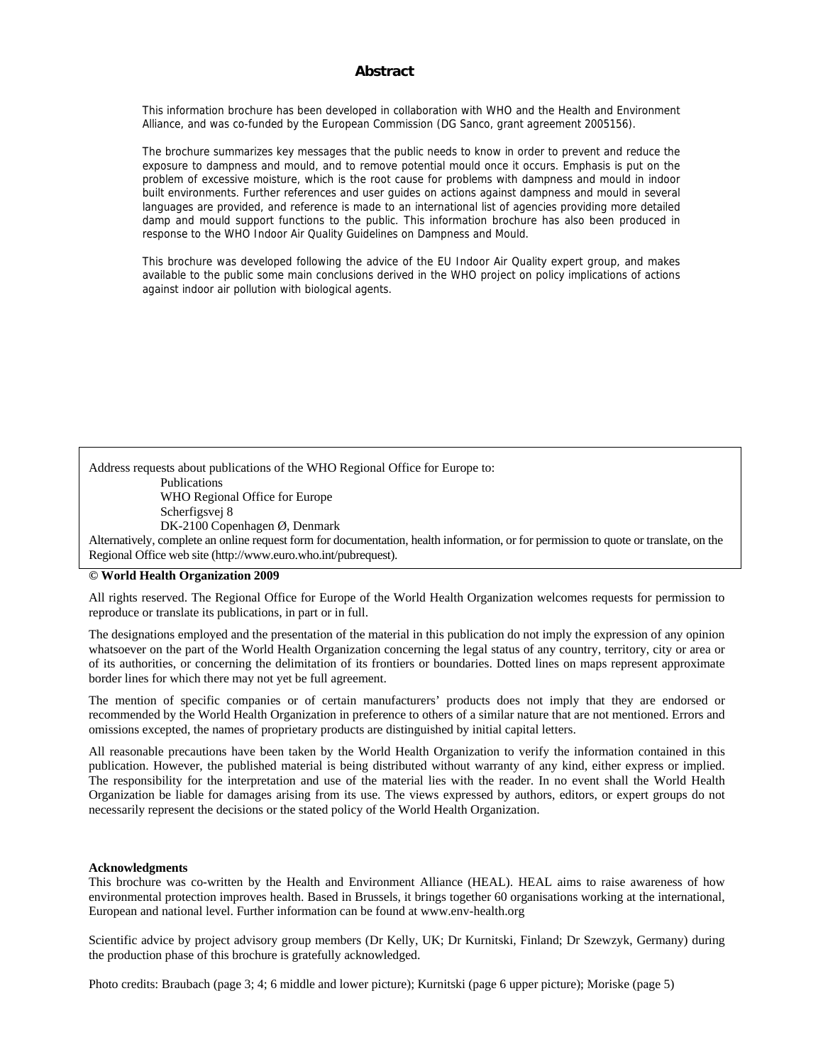# Abstract

This information brochure has been developed in collaboration with WHO and the Health and Environment Alliance, and was co-funded by the European Commission (DG Sanco, grant agreement 2005156).

The brochure summarizes key messages that the public needs to know in order to prevent and reduce the exposure to dampness and mould, and to remove potential mould once it occurs. Emphasis is put on the problem of excessive moisture, which is the root cause for problems with dampness and mould in indoor built environments. Further references and user guides on actions against dampness and mould in several languages are provided, and reference is made to an international list of agencies providing more detailed damp and mould support functions to the public. This information brochure has also been produced in response to the WHO Indoor Air Quality Guidelines on Dampness and Mould.

This brochure was developed following the advice of the EU Indoor Air Quality expert group, and makes available to the public some main conclusions derived in the WHO project on policy implications of actions against indoor air pollution with biological agents.

Address requests about publications of the WHO Regional Office for Europe to:

Publications
WHO Regional Office for Europe
Scherfigsvej 8
DK-2100 Copenhagen Ø, Denmark

Alternatively, complete an online request form for documentation, health information, or for permission to quote or translate, on the Regional Office web site (http://www.euro.who.int/pubrequest).

**© World Health Organization 2009**

All rights reserved. The Regional Office for Europe of the World Health Organization welcomes requests for permission to reproduce or translate its publications, in part or in full.

The designations employed and the presentation of the material in this publication do not imply the expression of any opinion whatsoever on the part of the World Health Organization concerning the legal status of any country, territory, city or area or of its authorities, or concerning the delimitation of its frontiers or boundaries. Dotted lines on maps represent approximate border lines for which there may not yet be full agreement.

The mention of specific companies or of certain manufacturers' products does not imply that they are endorsed or recommended by the World Health Organization in preference to others of a similar nature that are not mentioned. Errors and omissions excepted, the names of proprietary products are distinguished by initial capital letters.

All reasonable precautions have been taken by the World Health Organization to verify the information contained in this publication. However, the published material is being distributed without warranty of any kind, either express or implied. The responsibility for the interpretation and use of the material lies with the reader. In no event shall the World Health Organization be liable for damages arising from its use. The views expressed by authors, editors, or expert groups do not necessarily represent the decisions or the stated policy of the World Health Organization.

**Acknowledgments**
This brochure was co-written by the Health and Environment Alliance (HEAL). HEAL aims to raise awareness of how environmental protection improves health. Based in Brussels, it brings together 60 organisations working at the international, European and national level. Further information can be found at www.env-health.org

Scientific advice by project advisory group members (Dr Kelly, UK; Dr Kurnitski, Finland; Dr Szewzyk, Germany) during the production phase of this brochure is gratefully acknowledged.

Photo credits: Braubach (page 3; 4; 6 middle and lower picture); Kurnitski (page 6 upper picture); Moriske (page 5)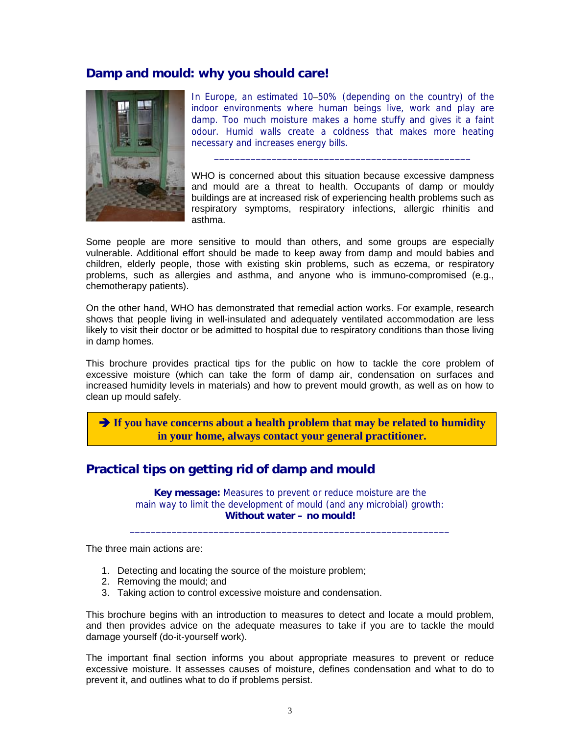## Damp and mould: why you should care!

In Europe, an estimated 10–50% (depending on the country) of the indoor environments where human beings live, work and play are damp. Too much moisture makes a home stuffy and gives it a faint odour. Humid walls create a coldness that makes more heating necessary and increases energy bills.

---

WHO is concerned about this situation because excessive dampness and mould are a threat to health. Occupants of damp or mouldy buildings are at increased risk of experiencing health problems such as respiratory symptoms, respiratory infections, allergic rhinitis and asthma.

Some people are more sensitive to mould than others, and some groups are especially vulnerable. Additional effort should be made to keep away from damp and mould babies and children, elderly people, those with existing skin problems, such as eczema, or respiratory problems, such as allergies and asthma, and anyone who is immuno-compromised (e.g., chemotherapy patients).

On the other hand, WHO has demonstrated that remedial action works. For example, research shows that people living in well-insulated and adequately ventilated accommodation are less likely to visit their doctor or be admitted to hospital due to respiratory conditions than those living in damp homes.

This brochure provides practical tips for the public on how to tackle the core problem of excessive moisture (which can take the form of damp air, condensation on surfaces and increased humidity levels in materials) and how to prevent mould growth, as well as on how to clean up mould safely.

**➔ If you have concerns about a health problem that may be related to humidity in your home, always contact your general practitioner.**

## Practical tips on getting rid of damp and mould

**Key message:** Measures to prevent or reduce moisture are the main way to limit the development of mould (and any microbial) growth: **Without water – no mould!**

---

The three main actions are:

1. Detecting and locating the source of the moisture problem;
2. Removing the mould; and
3. Taking action to control excessive moisture and condensation.

This brochure begins with an introduction to measures to detect and locate a mould problem, and then provides advice on the adequate measures to take if you are to tackle the mould damage yourself (do-it-yourself work).

The important final section informs you about appropriate measures to prevent or reduce excessive moisture. It assesses causes of moisture, defines condensation and what to do to prevent it, and outlines what to do if problems persist.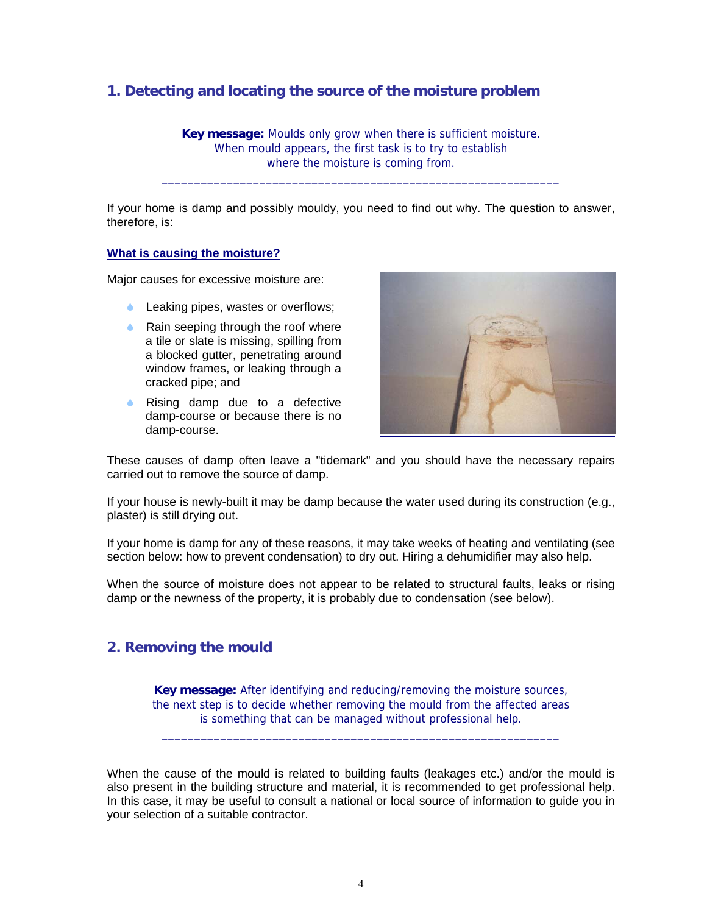## 1. Detecting and locating the source of the moisture problem

> **Key message:** Moulds only grow when there is sufficient moisture. When mould appears, the first task is to try to establish where the moisture is coming from.

---

If your home is damp and possibly mouldy, you need to find out why. The question to answer, therefore, is:

**What is causing the moisture?**

Major causes for excessive moisture are:

- Leaking pipes, wastes or overflows;
- Rain seeping through the roof where a tile or slate is missing, spilling from a blocked gutter, penetrating around window frames, or leaking through a cracked pipe; and
- Rising damp due to a defective damp-course or because there is no damp-course.

These causes of damp often leave a "tidemark" and you should have the necessary repairs carried out to remove the source of damp.

If your house is newly-built it may be damp because the water used during its construction (e.g., plaster) is still drying out.

If your home is damp for any of these reasons, it may take weeks of heating and ventilating (see section below: how to prevent condensation) to dry out. Hiring a dehumidifier may also help.

When the source of moisture does not appear to be related to structural faults, leaks or rising damp or the newness of the property, it is probably due to condensation (see below).

## 2. Removing the mould

> **Key message:** After identifying and reducing/removing the moisture sources, the next step is to decide whether removing the mould from the affected areas is something that can be managed without professional help.

---

When the cause of the mould is related to building faults (leakages etc.) and/or the mould is also present in the building structure and material, it is recommended to get professional help. In this case, it may be useful to consult a national or local source of information to guide you in your selection of a suitable contractor.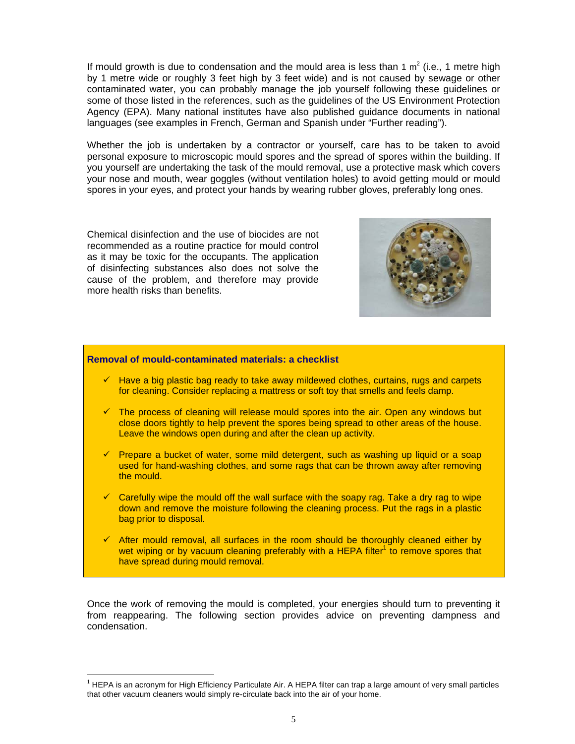If mould growth is due to condensation and the mould area is less than 1 $m^2$ (i.e., 1 metre high by 1 metre wide or roughly 3 feet high by 3 feet wide) and is not caused by sewage or other contaminated water, you can probably manage the job yourself following these guidelines or some of those listed in the references, such as the guidelines of the US Environment Protection Agency (EPA). Many national institutes have also published guidance documents in national languages (see examples in French, German and Spanish under "Further reading").

Whether the job is undertaken by a contractor or yourself, care has to be taken to avoid personal exposure to microscopic mould spores and the spread of spores within the building. If you yourself are undertaking the task of the mould removal, use a protective mask which covers your nose and mouth, wear goggles (without ventilation holes) to avoid getting mould or mould spores in your eyes, and protect your hands by wearing rubber gloves, preferably long ones.

Chemical disinfection and the use of biocides are not recommended as a routine practice for mould control as it may be toxic for the occupants. The application of disinfecting substances also does not solve the cause of the problem, and therefore may provide more health risks than benefits.

**Removal of mould-contaminated materials: a checklist**

- ✓ Have a big plastic bag ready to take away mildewed clothes, curtains, rugs and carpets for cleaning. Consider replacing a mattress or soft toy that smells and feels damp.
- ✓ The process of cleaning will release mould spores into the air. Open any windows but close doors tightly to help prevent the spores being spread to other areas of the house. Leave the windows open during and after the clean up activity.
- ✓ Prepare a bucket of water, some mild detergent, such as washing up liquid or a soap used for hand-washing clothes, and some rags that can be thrown away after removing the mould.
- ✓ Carefully wipe the mould off the wall surface with the soapy rag. Take a dry rag to wipe down and remove the moisture following the cleaning process. Put the rags in a plastic bag prior to disposal.
- ✓ After mould removal, all surfaces in the room should be thoroughly cleaned either by wet wiping or by vacuum cleaning preferably with a HEPA filter[1] to remove spores that have spread during mould removal.

Once the work of removing the mould is completed, your energies should turn to preventing it from reappearing. The following section provides advice on preventing dampness and condensation.

[1] HEPA is an acronym for High Efficiency Particulate Air. A HEPA filter can trap a large amount of very small particles that other vacuum cleaners would simply re-circulate back into the air of your home.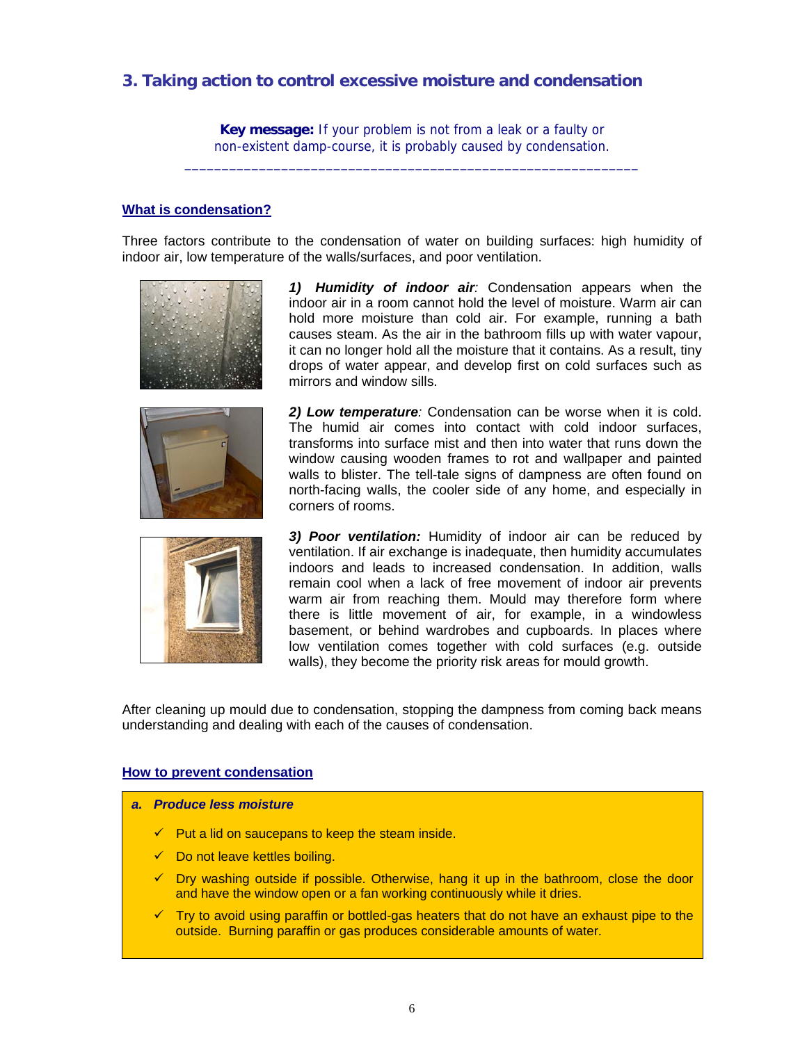## 3. Taking action to control excessive moisture and condensation

**Key message:** If your problem is not from a leak or a faulty or non-existent damp-course, it is probably caused by condensation.

---

### What is condensation?

Three factors contribute to the condensation of water on building surfaces: high humidity of indoor air, low temperature of the walls/surfaces, and poor ventilation.

***1) Humidity of indoor air**:* Condensation appears when the indoor air in a room cannot hold the level of moisture. Warm air can hold more moisture than cold air. For example, running a bath causes steam. As the air in the bathroom fills up with water vapour, it can no longer hold all the moisture that it contains. As a result, tiny drops of water appear, and develop first on cold surfaces such as mirrors and window sills.

***2) Low temperature**:* Condensation can be worse when it is cold. The humid air comes into contact with cold indoor surfaces, transforms into surface mist and then into water that runs down the window causing wooden frames to rot and wallpaper and painted walls to blister. The tell-tale signs of dampness are often found on north-facing walls, the cooler side of any home, and especially in corners of rooms.

***3) Poor ventilation:*** Humidity of indoor air can be reduced by ventilation. If air exchange is inadequate, then humidity accumulates indoors and leads to increased condensation. In addition, walls remain cool when a lack of free movement of indoor air prevents warm air from reaching them. Mould may therefore form where there is little movement of air, for example, in a windowless basement, or behind wardrobes and cupboards. In places where low ventilation comes together with cold surfaces (e.g. outside walls), they become the priority risk areas for mould growth.

After cleaning up mould due to condensation, stopping the dampness from coming back means understanding and dealing with each of the causes of condensation.

### How to prevent condensation

***a. Produce less moisture***

- ✓ Put a lid on saucepans to keep the steam inside.
- ✓ Do not leave kettles boiling.
- ✓ Dry washing outside if possible. Otherwise, hang it up in the bathroom, close the door and have the window open or a fan working continuously while it dries.
- ✓ Try to avoid using paraffin or bottled-gas heaters that do not have an exhaust pipe to the outside. Burning paraffin or gas produces considerable amounts of water.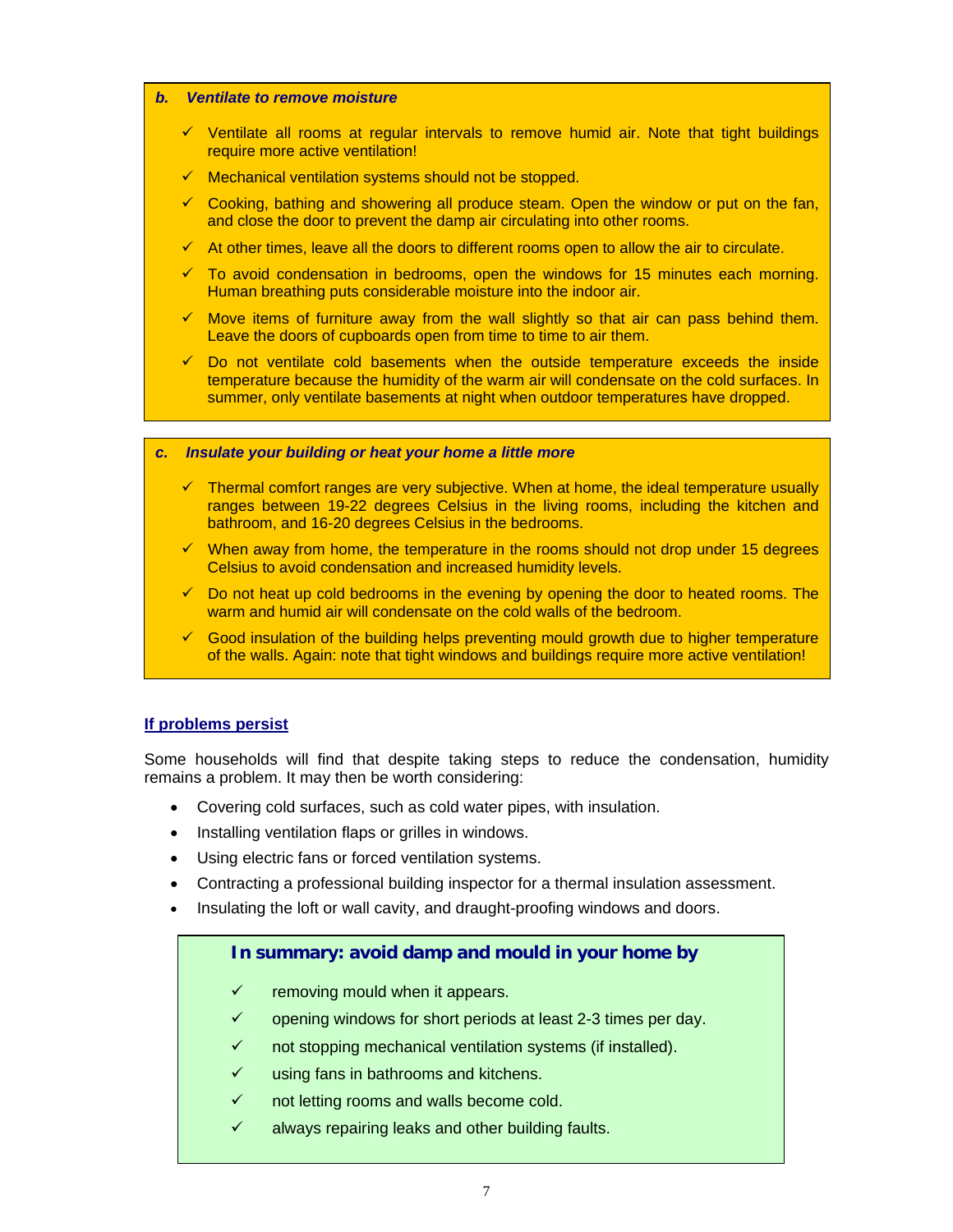### *b. Ventilate to remove moisture*

- ✓ Ventilate all rooms at regular intervals to remove humid air. Note that tight buildings require more active ventilation!
- ✓ Mechanical ventilation systems should not be stopped.
- ✓ Cooking, bathing and showering all produce steam. Open the window or put on the fan, and close the door to prevent the damp air circulating into other rooms.
- ✓ At other times, leave all the doors to different rooms open to allow the air to circulate.
- ✓ To avoid condensation in bedrooms, open the windows for 15 minutes each morning. Human breathing puts considerable moisture into the indoor air.
- ✓ Move items of furniture away from the wall slightly so that air can pass behind them. Leave the doors of cupboards open from time to time to air them.
- ✓ Do not ventilate cold basements when the outside temperature exceeds the inside temperature because the humidity of the warm air will condensate on the cold surfaces. In summer, only ventilate basements at night when outdoor temperatures have dropped.

### *c. Insulate your building or heat your home a little more*

- ✓ Thermal comfort ranges are very subjective. When at home, the ideal temperature usually ranges between 19-22 degrees Celsius in the living rooms, including the kitchen and bathroom, and 16-20 degrees Celsius in the bedrooms.
- ✓ When away from home, the temperature in the rooms should not drop under 15 degrees Celsius to avoid condensation and increased humidity levels.
- ✓ Do not heat up cold bedrooms in the evening by opening the door to heated rooms. The warm and humid air will condensate on the cold walls of the bedroom.
- ✓ Good insulation of the building helps preventing mould growth due to higher temperature of the walls. Again: note that tight windows and buildings require more active ventilation!

## If problems persist

Some households will find that despite taking steps to reduce the condensation, humidity remains a problem. It may then be worth considering:

- Covering cold surfaces, such as cold water pipes, with insulation.
- Installing ventilation flaps or grilles in windows.
- Using electric fans or forced ventilation systems.
- Contracting a professional building inspector for a thermal insulation assessment.
- Insulating the loft or wall cavity, and draught-proofing windows and doors.

### In summary: avoid damp and mould in your home by

- ✓ removing mould when it appears.
- ✓ opening windows for short periods at least 2-3 times per day.
- ✓ not stopping mechanical ventilation systems (if installed).
- ✓ using fans in bathrooms and kitchens.
- ✓ not letting rooms and walls become cold.
- ✓ always repairing leaks and other building faults.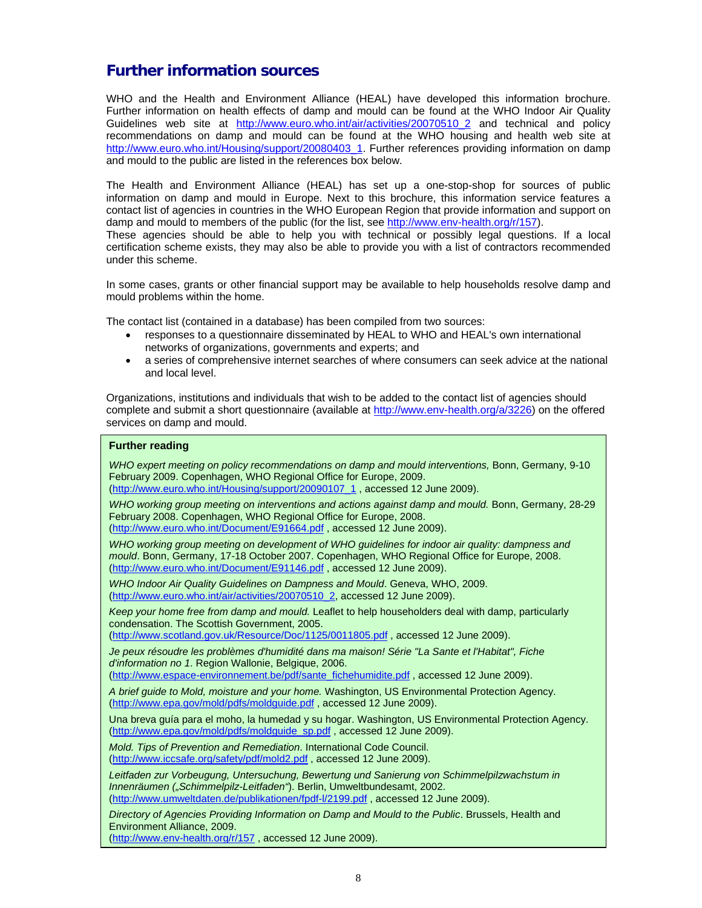## Further information sources

WHO and the Health and Environment Alliance (HEAL) have developed this information brochure. Further information on health effects of damp and mould can be found at the WHO Indoor Air Quality Guidelines web site at http://www.euro.who.int/air/activities/20070510_2 and technical and policy recommendations on damp and mould can be found at the WHO housing and health web site at http://www.euro.who.int/Housing/support/20080403_1. Further references providing information on damp and mould to the public are listed in the references box below.

The Health and Environment Alliance (HEAL) has set up a one-stop-shop for sources of public information on damp and mould in Europe. Next to this brochure, this information service features a contact list of agencies in countries in the WHO European Region that provide information and support on damp and mould to members of the public (for the list, see http://www.env-health.org/r/157).
These agencies should be able to help you with technical or possibly legal questions. If a local certification scheme exists, they may also be able to provide you with a list of contractors recommended under this scheme.

In some cases, grants or other financial support may be available to help households resolve damp and mould problems within the home.

The contact list (contained in a database) has been compiled from two sources:

- responses to a questionnaire disseminated by HEAL to WHO and HEAL's own international networks of organizations, governments and experts; and
- a series of comprehensive internet searches of where consumers can seek advice at the national and local level.

Organizations, institutions and individuals that wish to be added to the contact list of agencies should complete and submit a short questionnaire (available at http://www.env-health.org/a/3226) on the offered services on damp and mould.

**Further reading**

*WHO expert meeting on policy recommendations on damp and mould interventions,* Bonn, Germany, 9-10 February 2009. Copenhagen, WHO Regional Office for Europe, 2009. (http://www.euro.who.int/Housing/support/20090107_1 , accessed 12 June 2009).

*WHO working group meeting on interventions and actions against damp and mould.* Bonn, Germany, 28-29 February 2008. Copenhagen, WHO Regional Office for Europe, 2008. (http://www.euro.who.int/Document/E91664.pdf , accessed 12 June 2009).

*WHO working group meeting on development of WHO guidelines for indoor air quality: dampness and mould*. Bonn, Germany, 17-18 October 2007. Copenhagen, WHO Regional Office for Europe, 2008. (http://www.euro.who.int/Document/E91146.pdf , accessed 12 June 2009).

*WHO Indoor Air Quality Guidelines on Dampness and Mould*. Geneva, WHO, 2009. (http://www.euro.who.int/air/activities/20070510_2, accessed 12 June 2009).

*Keep your home free from damp and mould.* Leaflet to help householders deal with damp, particularly condensation. The Scottish Government, 2005. (http://www.scotland.gov.uk/Resource/Doc/1125/0011805.pdf , accessed 12 June 2009).

*Je peux résoudre les problèmes d'humidité dans ma maison! Série "La Sante et l'Habitat", Fiche d'information no 1*. Region Wallonie, Belgique, 2006. (http://www.espace-environnement.be/pdf/sante_fichehumidite.pdf , accessed 12 June 2009).

*A brief guide to Mold, moisture and your home.* Washington, US Environmental Protection Agency. (http://www.epa.gov/mold/pdfs/moldguide.pdf , accessed 12 June 2009).

Una breva guía para el moho, la humedad y su hogar. Washington, US Environmental Protection Agency. (http://www.epa.gov/mold/pdfs/moldguide_sp.pdf , accessed 12 June 2009).

*Mold. Tips of Prevention and Remediation*. International Code Council. (http://www.iccsafe.org/safety/pdf/mold2.pdf , accessed 12 June 2009).

*Leitfaden zur Vorbeugung, Untersuchung, Bewertung und Sanierung von Schimmelpilzwachstum in Innenräumen („Schimmelpilz-Leitfaden")*. Berlin, Umweltbundesamt, 2002. (http://www.umweltdaten.de/publikationen/fpdf-l/2199.pdf , accessed 12 June 2009).

*Directory of Agencies Providing Information on Damp and Mould to the Public*. Brussels, Health and Environment Alliance, 2009. (http://www.env-health.org/r/157 , accessed 12 June 2009).